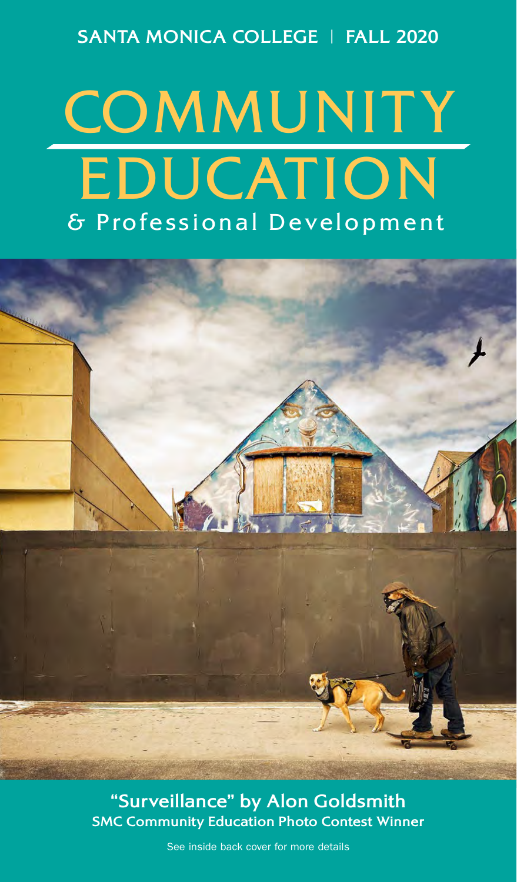SANTA MONICA COLLEGE | FALL 2020

# COMMUNITY EDUCATION

## & Professional Development

**"Surveillance" by Alon Goldsmith**

**SMC Community Education Photo Contest Winner**

See inside back cover for more details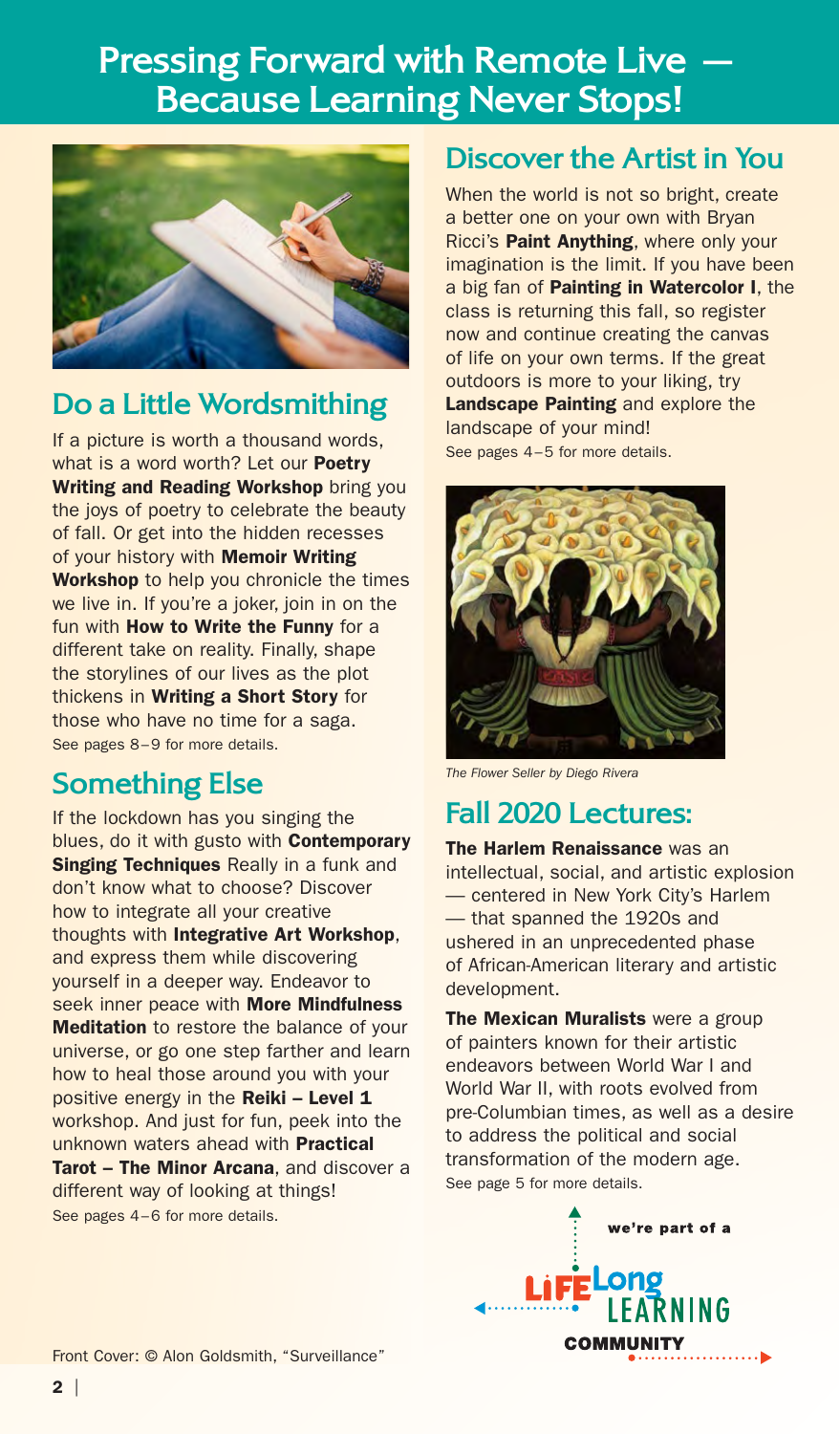# Pressing Forward with Remote Live — Because Learning Never Stops!

## Do a Little Wordsmithing

If a picture is worth a thousand words, what is a word worth? Let our **Poetry Writing and Reading Workshop** bring you the joys of poetry to celebrate the beauty of fall. Or get into the hidden recesses of your history with **Memoir Writing Workshop** to help you chronicle the times we live in. If you're a joker, join in on the fun with **How to Write the Funny** for a different take on reality. Finally, shape the storylines of our lives as the plot thickens in **Writing a Short Story** for those who have no time for a saga.
See pages 8–9 for more details.

## Something Else

If the lockdown has you singing the blues, do it with gusto with **Contemporary Singing Techniques** Really in a funk and don't know what to choose? Discover how to integrate all your creative thoughts with **Integrative Art Workshop**, and express them while discovering yourself in a deeper way. Endeavor to seek inner peace with **More Mindfulness Meditation** to restore the balance of your universe, or go one step farther and learn how to heal those around you with your positive energy in the **Reiki – Level 1** workshop. And just for fun, peek into the unknown waters ahead with **Practical Tarot – The Minor Arcana**, and discover a different way of looking at things!
See pages 4–6 for more details.

## Discover the Artist in You

When the world is not so bright, create a better one on your own with Bryan Ricci's **Paint Anything**, where only your imagination is the limit. If you have been a big fan of **Painting in Watercolor I**, the class is returning this fall, so register now and continue creating the canvas of life on your own terms. If the great outdoors is more to your liking, try **Landscape Painting** and explore the landscape of your mind!
See pages 4–5 for more details.

*The Flower Seller by Diego Rivera*

## Fall 2020 Lectures:

**The Harlem Renaissance** was an intellectual, social, and artistic explosion — centered in New York City's Harlem — that spanned the 1920s and ushered in an unprecedented phase of African-American literary and artistic development.

**The Mexican Muralists** were a group of painters known for their artistic endeavors between World War I and World War II, with roots evolved from pre-Columbian times, as well as a desire to address the political and social transformation of the modern age.
See page 5 for more details.

we're part of a LIFELong LEARNING COMMUNITY

Front Cover: © Alon Goldsmith, "Surveillance"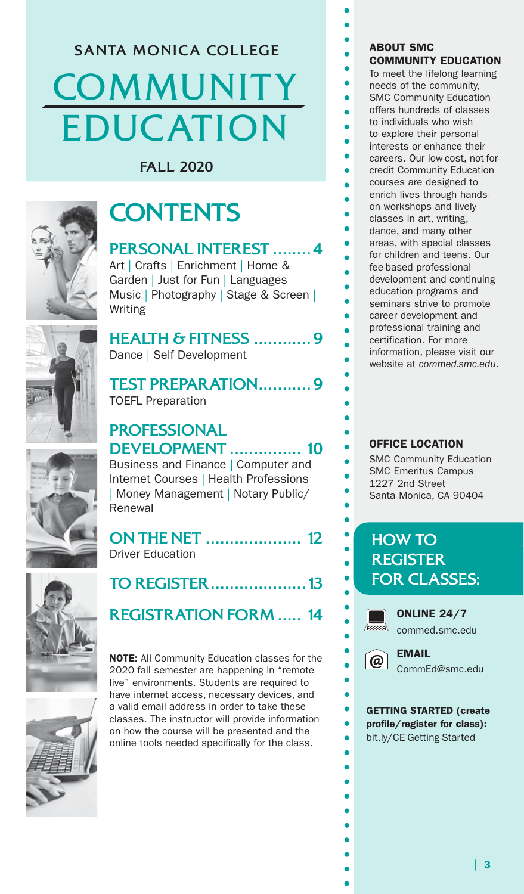# SANTA MONICA COLLEGE

# COMMUNITY EDUCATION

## FALL 2020

## CONTENTS

**PERSONAL INTEREST ........ 4**
Art | Crafts | Enrichment | Home & Garden | Just for Fun | Languages Music | Photography | Stage & Screen | Writing

**HEALTH & FITNESS ............ 9**
Dance | Self Development

**TEST PREPARATION........... 9**
TOEFL Preparation

**PROFESSIONAL DEVELOPMENT ............... 10**
Business and Finance | Computer and Internet Courses | Health Professions | Money Management | Notary Public/ Renewal

**ON THE NET .................... 12**
Driver Education

**TO REGISTER.................... 13**

**REGISTRATION FORM ..... 14**

**NOTE:** All Community Education classes for the 2020 fall semester are happening in "remote live" environments. Students are required to have internet access, necessary devices, and a valid email address in order to take these classes. The instructor will provide information on how the course will be presented and the online tools needed specifically for the class.

### ABOUT SMC COMMUNITY EDUCATION

To meet the lifelong learning needs of the community, SMC Community Education offers hundreds of classes to individuals who wish to explore their personal interests or enhance their careers. Our low-cost, not-for-credit Community Education courses are designed to enrich lives through hands-on workshops and lively classes in art, writing, dance, and many other areas, with special classes for children and teens. Our fee-based professional development and continuing education programs and seminars strive to promote career development and professional training and certification. For more information, please visit our website at *commed.smc.edu*.

### OFFICE LOCATION

SMC Community Education
SMC Emeritus Campus
1227 2nd Street
Santa Monica, CA 90404

### HOW TO REGISTER FOR CLASSES:

**ONLINE 24/7**
commed.smc.edu

**EMAIL**
CommEd@smc.edu

**GETTING STARTED (create profile/register for class):**
bit.ly/CE-Getting-Started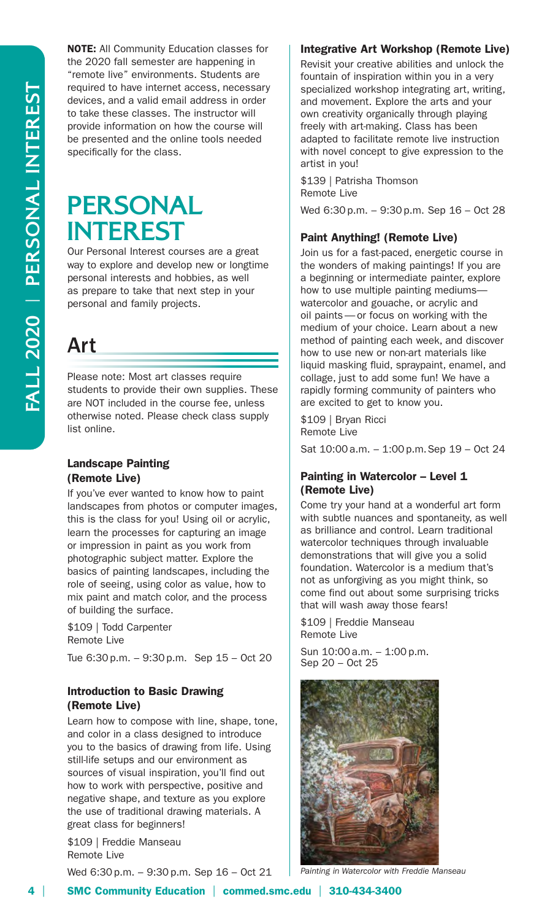**NOTE:** All Community Education classes for the 2020 fall semester are happening in "remote live" environments. Students are required to have internet access, necessary devices, and a valid email address in order to take these classes. The instructor will provide information on how the course will be presented and the online tools needed specifically for the class.

# PERSONAL INTEREST

Our Personal Interest courses are a great way to explore and develop new or longtime personal interests and hobbies, as well as prepare to take that next step in your personal and family projects.

## Art

Please note: Most art classes require students to provide their own supplies. These are NOT included in the course fee, unless otherwise noted. Please check class supply list online.

### Landscape Painting (Remote Live)

If you've ever wanted to know how to paint landscapes from photos or computer images, this is the class for you! Using oil or acrylic, learn the processes for capturing an image or impression in paint as you work from photographic subject matter. Explore the basics of painting landscapes, including the role of seeing, using color as value, how to mix paint and match color, and the process of building the surface.

$109 | Todd Carpenter
Remote Live

Tue 6:30 p.m. – 9:30 p.m. Sep 15 – Oct 20

### Introduction to Basic Drawing (Remote Live)

Learn how to compose with line, shape, tone, and color in a class designed to introduce you to the basics of drawing from life. Using still-life setups and our environment as sources of visual inspiration, you'll find out how to work with perspective, positive and negative shape, and texture as you explore the use of traditional drawing materials. A great class for beginners!

$109 | Freddie Manseau
Remote Live

Wed 6:30 p.m. – 9:30 p.m. Sep 16 – Oct 21

### Integrative Art Workshop (Remote Live)

Revisit your creative abilities and unlock the fountain of inspiration within you in a very specialized workshop integrating art, writing, and movement. Explore the arts and your own creativity organically through playing freely with art-making. Class has been adapted to facilitate remote live instruction with novel concept to give expression to the artist in you!

$139 | Patrisha Thomson
Remote Live

Wed 6:30 p.m. – 9:30 p.m. Sep 16 – Oct 28

### Paint Anything! (Remote Live)

Join us for a fast-paced, energetic course in the wonders of making paintings! If you are a beginning or intermediate painter, explore how to use multiple painting mediums—watercolor and gouache, or acrylic and oil paints — or focus on working with the medium of your choice. Learn about a new method of painting each week, and discover how to use new or non-art materials like liquid masking fluid, spraypaint, enamel, and collage, just to add some fun! We have a rapidly forming community of painters who are excited to get to know you.

$109 | Bryan Ricci
Remote Live

Sat 10:00 a.m. – 1:00 p.m. Sep 19 – Oct 24

### Painting in Watercolor – Level 1 (Remote Live)

Come try your hand at a wonderful art form with subtle nuances and spontaneity, as well as brilliance and control. Learn traditional watercolor techniques through invaluable demonstrations that will give you a solid foundation. Watercolor is a medium that's not as unforgiving as you might think, so come find out about some surprising tricks that will wash away those fears!

$109 | Freddie Manseau
Remote Live

Sun 10:00 a.m. – 1:00 p.m.
Sep 20 – Oct 25

*Painting in Watercolor with Freddie Manseau*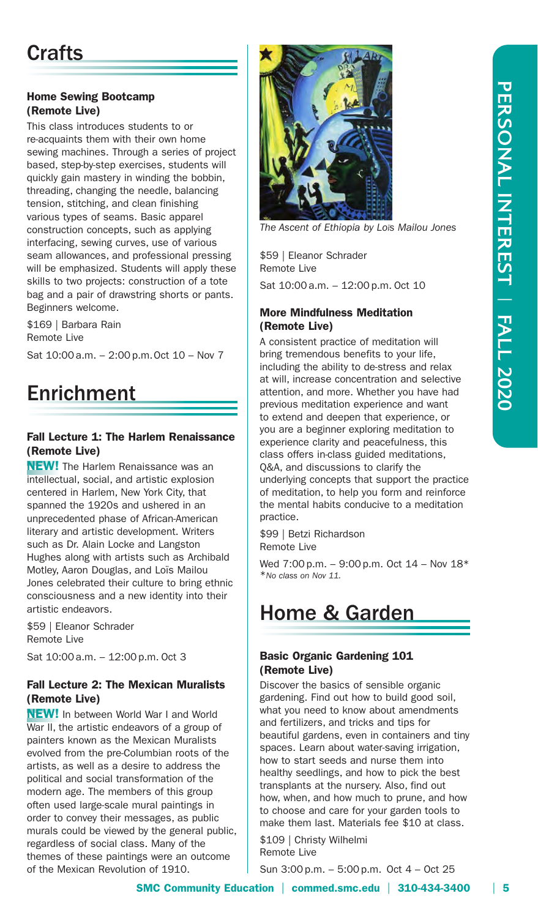# Crafts

### Home Sewing Bootcamp (Remote Live)

This class introduces students to or re-acquaints them with their own home sewing machines. Through a series of project based, step-by-step exercises, students will quickly gain mastery in winding the bobbin, threading, changing the needle, balancing tension, stitching, and clean finishing various types of seams. Basic apparel construction concepts, such as applying interfacing, sewing curves, use of various seam allowances, and professional pressing will be emphasized. Students will apply these skills to two projects: construction of a tote bag and a pair of drawstring shorts or pants. Beginners welcome.

$169 | Barbara Rain
Remote Live

Sat 10:00 a.m. – 2:00 p.m. Oct 10 – Nov 7

# Enrichment

### Fall Lecture 1: The Harlem Renaissance (Remote Live)

**NEW!** The Harlem Renaissance was an intellectual, social, and artistic explosion centered in Harlem, New York City, that spanned the 1920s and ushered in an unprecedented phase of African-American literary and artistic development. Writers such as Dr. Alain Locke and Langston Hughes along with artists such as Archibald Motley, Aaron Douglas, and Loïs Mailou Jones celebrated their culture to bring ethnic consciousness and a new identity into their artistic endeavors.

$59 | Eleanor Schrader
Remote Live

Sat 10:00 a.m. – 12:00 p.m. Oct 3

### Fall Lecture 2: The Mexican Muralists (Remote Live)

**NEW!** In between World War I and World War II, the artistic endeavors of a group of painters known as the Mexican Muralists evolved from the pre-Columbian roots of the artists, as well as a desire to address the political and social transformation of the modern age. The members of this group often used large-scale mural paintings in order to convey their messages, as public murals could be viewed by the general public, regardless of social class. Many of the themes of these paintings were an outcome of the Mexican Revolution of 1910.

*The Ascent of Ethiopia by Loïs Mailou Jones*

$59 | Eleanor Schrader
Remote Live

Sat 10:00 a.m. – 12:00 p.m. Oct 10

### More Mindfulness Meditation (Remote Live)

A consistent practice of meditation will bring tremendous benefits to your life, including the ability to de-stress and relax at will, increase concentration and selective attention, and more. Whether you have had previous meditation experience and want to extend and deepen that experience, or you are a beginner exploring meditation to experience clarity and peacefulness, this class offers in-class guided meditations, Q&A, and discussions to clarify the underlying concepts that support the practice of meditation, to help you form and reinforce the mental habits conducive to a meditation practice.

$99 | Betzi Richardson
Remote Live

Wed 7:00 p.m. – 9:00 p.m. Oct 14 – Nov 18*
**No class on Nov 11.*

# Home & Garden

### Basic Organic Gardening 101 (Remote Live)

Discover the basics of sensible organic gardening. Find out how to build good soil, what you need to know about amendments and fertilizers, and tricks and tips for beautiful gardens, even in containers and tiny spaces. Learn about water-saving irrigation, how to start seeds and nurse them into healthy seedlings, and how to pick the best transplants at the nursery. Also, find out how, when, and how much to prune, and how to choose and care for your garden tools to make them last. Materials fee $10 at class.

$109 | Christy Wilhelmi
Remote Live

Sun 3:00 p.m. – 5:00 p.m. Oct 4 – Oct 25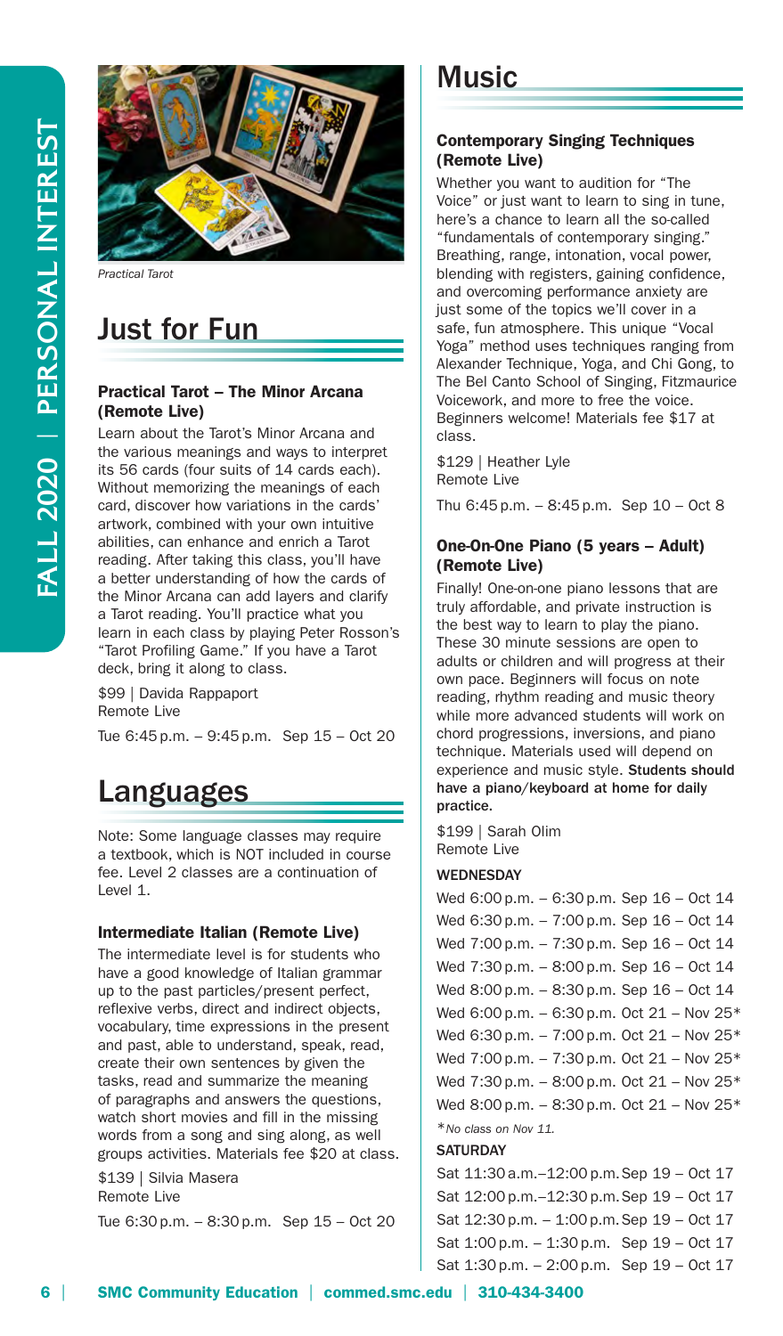*Practical Tarot*

## Just for Fun

### Practical Tarot – The Minor Arcana (Remote Live)

Learn about the Tarot's Minor Arcana and the various meanings and ways to interpret its 56 cards (four suits of 14 cards each). Without memorizing the meanings of each card, discover how variations in the cards' artwork, combined with your own intuitive abilities, can enhance and enrich a Tarot reading. After taking this class, you'll have a better understanding of how the cards of the Minor Arcana can add layers and clarify a Tarot reading. You'll practice what you learn in each class by playing Peter Rosson's "Tarot Profiling Game." If you have a Tarot deck, bring it along to class.

$99 | Davida Rappaport
Remote Live

Tue 6:45 p.m. – 9:45 p.m. Sep 15 – Oct 20

## Languages

Note: Some language classes may require a textbook, which is NOT included in course fee. Level 2 classes are a continuation of Level 1.

### Intermediate Italian (Remote Live)

The intermediate level is for students who have a good knowledge of Italian grammar up to the past particles/present perfect, reflexive verbs, direct and indirect objects, vocabulary, time expressions in the present and past, able to understand, speak, read, create their own sentences by given the tasks, read and summarize the meaning of paragraphs and answers the questions, watch short movies and fill in the missing words from a song and sing along, as well groups activities. Materials fee $20 at class.

$139 | Silvia Masera
Remote Live

Tue 6:30 p.m. – 8:30 p.m. Sep 15 – Oct 20

## Music

### Contemporary Singing Techniques (Remote Live)

Whether you want to audition for "The Voice" or just want to learn to sing in tune, here's a chance to learn all the so-called "fundamentals of contemporary singing." Breathing, range, intonation, vocal power, blending with registers, gaining confidence, and overcoming performance anxiety are just some of the topics we'll cover in a safe, fun atmosphere. This unique "Vocal Yoga" method uses techniques ranging from Alexander Technique, Yoga, and Chi Gong, to The Bel Canto School of Singing, Fitzmaurice Voicework, and more to free the voice. Beginners welcome! Materials fee $17 at class.

$129 | Heather Lyle
Remote Live

Thu 6:45 p.m. – 8:45 p.m. Sep 10 – Oct 8

### One-On-One Piano (5 years – Adult) (Remote Live)

Finally! One-on-one piano lessons that are truly affordable, and private instruction is the best way to learn to play the piano. These 30 minute sessions are open to adults or children and will progress at their own pace. Beginners will focus on note reading, rhythm reading and music theory while more advanced students will work on chord progressions, inversions, and piano technique. Materials used will depend on experience and music style. **Students should have a piano/keyboard at home for daily practice.**

$199 | Sarah Olim
Remote Live

**WEDNESDAY**

Wed 6:00 p.m. – 6:30 p.m. Sep 16 – Oct 14
Wed 6:30 p.m. – 7:00 p.m. Sep 16 – Oct 14
Wed 7:00 p.m. – 7:30 p.m. Sep 16 – Oct 14
Wed 7:30 p.m. – 8:00 p.m. Sep 16 – Oct 14
Wed 8:00 p.m. – 8:30 p.m. Sep 16 – Oct 14
Wed 6:00 p.m. – 6:30 p.m. Oct 21 – Nov 25*
Wed 6:30 p.m. – 7:00 p.m. Oct 21 – Nov 25*
Wed 7:00 p.m. – 7:30 p.m. Oct 21 – Nov 25*
Wed 7:30 p.m. – 8:00 p.m. Oct 21 – Nov 25*
Wed 8:00 p.m. – 8:30 p.m. Oct 21 – Nov 25*

**No class on Nov 11.*

**SATURDAY**

Sat 11:30 a.m.–12:00 p.m. Sep 19 – Oct 17
Sat 12:00 p.m.–12:30 p.m. Sep 19 – Oct 17
Sat 12:30 p.m. – 1:00 p.m. Sep 19 – Oct 17
Sat 1:00 p.m. – 1:30 p.m. Sep 19 – Oct 17
Sat 1:30 p.m. – 2:00 p.m. Sep 19 – Oct 17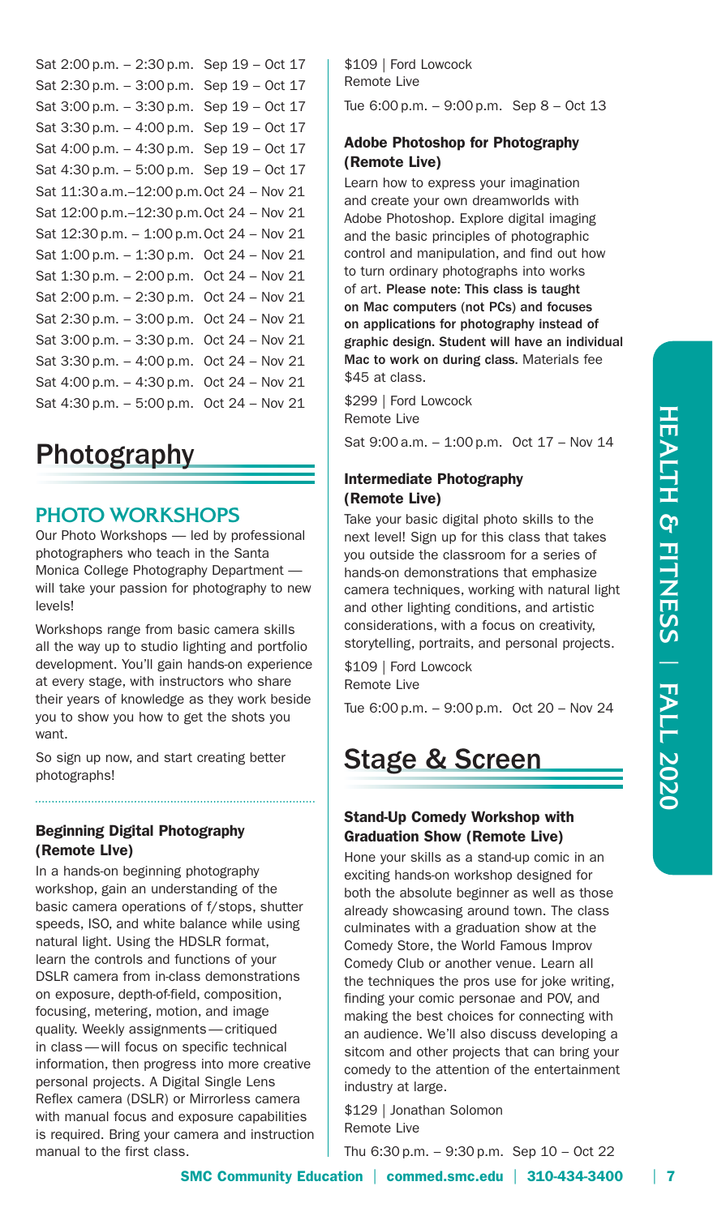Sat 2:00 p.m. – 2:30 p.m. Sep 19 – Oct 17
Sat 2:30 p.m. – 3:00 p.m. Sep 19 – Oct 17
Sat 3:00 p.m. – 3:30 p.m. Sep 19 – Oct 17
Sat 3:30 p.m. – 4:00 p.m. Sep 19 – Oct 17
Sat 4:00 p.m. – 4:30 p.m. Sep 19 – Oct 17
Sat 4:30 p.m. – 5:00 p.m. Sep 19 – Oct 17
Sat 11:30 a.m.–12:00 p.m. Oct 24 – Nov 21
Sat 12:00 p.m.–12:30 p.m. Oct 24 – Nov 21
Sat 12:30 p.m. – 1:00 p.m. Oct 24 – Nov 21
Sat 1:00 p.m. – 1:30 p.m. Oct 24 – Nov 21
Sat 1:30 p.m. – 2:00 p.m. Oct 24 – Nov 21
Sat 2:00 p.m. – 2:30 p.m. Oct 24 – Nov 21
Sat 2:30 p.m. – 3:00 p.m. Oct 24 – Nov 21
Sat 3:00 p.m. – 3:30 p.m. Oct 24 – Nov 21
Sat 3:30 p.m. – 4:00 p.m. Oct 24 – Nov 21
Sat 4:00 p.m. – 4:30 p.m. Oct 24 – Nov 21
Sat 4:30 p.m. – 5:00 p.m. Oct 24 – Nov 21

# Photography

## PHOTO WORKSHOPS

Our Photo Workshops — led by professional photographers who teach in the Santa Monica College Photography Department — will take your passion for photography to new levels!

Workshops range from basic camera skills all the way up to studio lighting and portfolio development. You'll gain hands-on experience at every stage, with instructors who share their years of knowledge as they work beside you to show you how to get the shots you want.

So sign up now, and start creating better photographs!

### Beginning Digital Photography (Remote LIve)

In a hands-on beginning photography workshop, gain an understanding of the basic camera operations of f/stops, shutter speeds, ISO, and white balance while using natural light. Using the HDSLR format, learn the controls and functions of your DSLR camera from in-class demonstrations on exposure, depth-of-field, composition, focusing, metering, motion, and image quality. Weekly assignments — critiqued in class — will focus on specific technical information, then progress into more creative personal projects. A Digital Single Lens Reflex camera (DSLR) or Mirrorless camera with manual focus and exposure capabilities is required. Bring your camera and instruction manual to the first class.

$109 | Ford Lowcock
Remote Live

Tue 6:00 p.m. – 9:00 p.m. Sep 8 – Oct 13

### Adobe Photoshop for Photography (Remote Live)

Learn how to express your imagination and create your own dreamworlds with Adobe Photoshop. Explore digital imaging and the basic principles of photographic control and manipulation, and find out how to turn ordinary photographs into works of art. **Please note: This class is taught on Mac computers (not PCs) and focuses on applications for photography instead of graphic design. Student will have an individual Mac to work on during class.** Materials fee $45 at class.

$299 | Ford Lowcock
Remote Live

Sat 9:00 a.m. – 1:00 p.m. Oct 17 – Nov 14

### Intermediate Photography (Remote Live)

Take your basic digital photo skills to the next level! Sign up for this class that takes you outside the classroom for a series of hands-on demonstrations that emphasize camera techniques, working with natural light and other lighting conditions, and artistic considerations, with a focus on creativity, storytelling, portraits, and personal projects.

$109 | Ford Lowcock
Remote Live

Tue 6:00 p.m. – 9:00 p.m. Oct 20 – Nov 24

# Stage & Screen

### Stand-Up Comedy Workshop with Graduation Show (Remote Live)

Hone your skills as a stand-up comic in an exciting hands-on workshop designed for both the absolute beginner as well as those already showcasing around town. The class culminates with a graduation show at the Comedy Store, the World Famous Improv Comedy Club or another venue. Learn all the techniques the pros use for joke writing, finding your comic personae and POV, and making the best choices for connecting with an audience. We'll also discuss developing a sitcom and other projects that can bring your comedy to the attention of the entertainment industry at large.

$129 | Jonathan Solomon
Remote Live

Thu 6:30 p.m. – 9:30 p.m. Sep 10 – Oct 22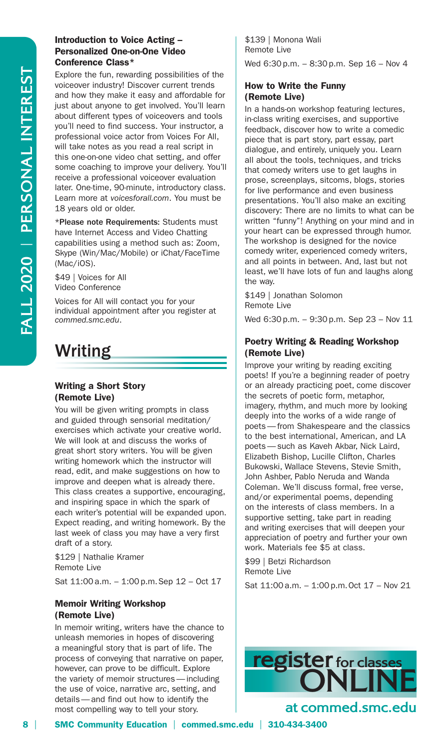### Introduction to Voice Acting – Personalized One-on-One Video Conference Class*

Explore the fun, rewarding possibilities of the voiceover industry! Discover current trends and how they make it easy and affordable for just about anyone to get involved. You'll learn about different types of voiceovers and tools you'll need to find success. Your instructor, a professional voice actor from Voices For All, will take notes as you read a real script in this one-on-one video chat setting, and offer some coaching to improve your delivery. You'll receive a professional voiceover evaluation later. One-time, 90-minute, introductory class. Learn more at *voicesforall.com*. You must be 18 years old or older.

***Please note Requirements**: Students must have Internet Access and Video Chatting capabilities using a method such as: Zoom, Skype (Win/Mac/Mobile) or iChat/FaceTime (Mac/iOS).

$49 | Voices for All
Video Conference

Voices for All will contact you for your individual appointment after you register at *commed.smc.edu*.

## Writing

### Writing a Short Story (Remote Live)

You will be given writing prompts in class and guided through sensorial meditation/exercises which activate your creative world. We will look at and discuss the works of great short story writers. You will be given writing homework which the instructor will read, edit, and make suggestions on how to improve and deepen what is already there. This class creates a supportive, encouraging, and inspiring space in which the spark of each writer's potential will be expanded upon. Expect reading, and writing homework. By the last week of class you may have a very first draft of a story.

$129 | Nathalie Kramer
Remote Live

Sat 11:00 a.m. – 1:00 p.m. Sep 12 – Oct 17

### Memoir Writing Workshop (Remote Live)

In memoir writing, writers have the chance to unleash memories in hopes of discovering a meaningful story that is part of life. The process of conveying that narrative on paper, however, can prove to be difficult. Explore the variety of memoir structures — including the use of voice, narrative arc, setting, and details — and find out how to identify the most compelling way to tell your story.

$139 | Monona Wali
Remote Live

Wed 6:30 p.m. – 8:30 p.m. Sep 16 – Nov 4

### How to Write the Funny (Remote Live)

In a hands-on workshop featuring lectures, in-class writing exercises, and supportive feedback, discover how to write a comedic piece that is part story, part essay, part dialogue, and entirely, uniquely you. Learn all about the tools, techniques, and tricks that comedy writers use to get laughs in prose, screenplays, sitcoms, blogs, stories for live performance and even business presentations. You'll also make an exciting discovery: There are no limits to what can be written "funny"! Anything on your mind and in your heart can be expressed through humor. The workshop is designed for the novice comedy writer, experienced comedy writers, and all points in between. And, last but not least, we'll have lots of fun and laughs along the way.

$149 | Jonathan Solomon
Remote Live

Wed 6:30 p.m. – 9:30 p.m. Sep 23 – Nov 11

### Poetry Writing & Reading Workshop (Remote Live)

Improve your writing by reading exciting poets! If you're a beginning reader of poetry or an already practicing poet, come discover the secrets of poetic form, metaphor, imagery, rhythm, and much more by looking deeply into the works of a wide range of poets — from Shakespeare and the classics to the best international, American, and LA poets — such as Kaveh Akbar, Nick Laird, Elizabeth Bishop, Lucille Clifton, Charles Bukowski, Wallace Stevens, Stevie Smith, John Ashber, Pablo Neruda and Wanda Coleman. We'll discuss formal, free verse, and/or experimental poems, depending on the interests of class members. In a supportive setting, take part in reading and writing exercises that will deepen your appreciation of poetry and further your own work. Materials fee $5 at class.

$99 | Betzi Richardson
Remote Live

Sat 11:00 a.m. – 1:00 p.m. Oct 17 – Nov 21

**register for classes ONLINE at commed.smc.edu**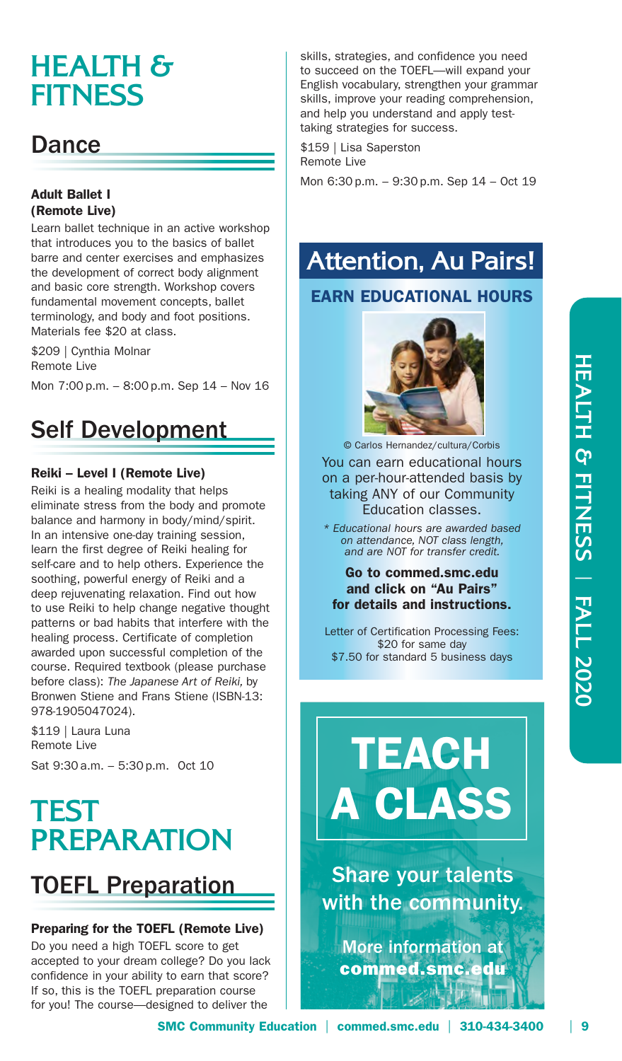# HEALTH & FITNESS

## Dance

### Adult Ballet I (Remote Live)

Learn ballet technique in an active workshop that introduces you to the basics of ballet barre and center exercises and emphasizes the development of correct body alignment and basic core strength. Workshop covers fundamental movement concepts, ballet terminology, and body and foot positions. Materials fee $20 at class.

$209 | Cynthia Molnar
Remote Live

Mon 7:00 p.m. – 8:00 p.m. Sep 14 – Nov 16

## Self Development

### Reiki – Level I (Remote Live)

Reiki is a healing modality that helps eliminate stress from the body and promote balance and harmony in body/mind/spirit. In an intensive one-day training session, learn the first degree of Reiki healing for self-care and to help others. Experience the soothing, powerful energy of Reiki and a deep rejuvenating relaxation. Find out how to use Reiki to help change negative thought patterns or bad habits that interfere with the healing process. Certificate of completion awarded upon successful completion of the course. Required textbook (please purchase before class): *The Japanese Art of Reiki,* by Bronwen Stiene and Frans Stiene (ISBN-13: 978-1905047024).

$119 | Laura Luna
Remote Live

Sat 9:30 a.m. – 5:30 p.m. Oct 10

# TEST PREPARATION

## TOEFL Preparation

### Preparing for the TOEFL (Remote Live)

Do you need a high TOEFL score to get accepted to your dream college? Do you lack confidence in your ability to earn that score? If so, this is the TOEFL preparation course for you! The course—designed to deliver the skills, strategies, and confidence you need to succeed on the TOEFL—will expand your English vocabulary, strengthen your grammar skills, improve your reading comprehension, and help you understand and apply test-taking strategies for success.

$159 | Lisa Saperston
Remote Live

Mon 6:30 p.m. – 9:30 p.m. Sep 14 – Oct 19

## Attention, Au Pairs!

**EARN EDUCATIONAL HOURS**

© Carlos Hernandez/cultura/Corbis

You can earn educational hours on a per-hour-attended basis by taking ANY of our Community Education classes.

*\* Educational hours are awarded based on attendance, NOT class length, and are NOT for transfer credit.*

**Go to commed.smc.edu and click on "Au Pairs" for details and instructions.**

Letter of Certification Processing Fees:
$20 for same day
$7.50 for standard 5 business days

## TEACH A CLASS

Share your talents with the community.

More information at **commed.smc.edu**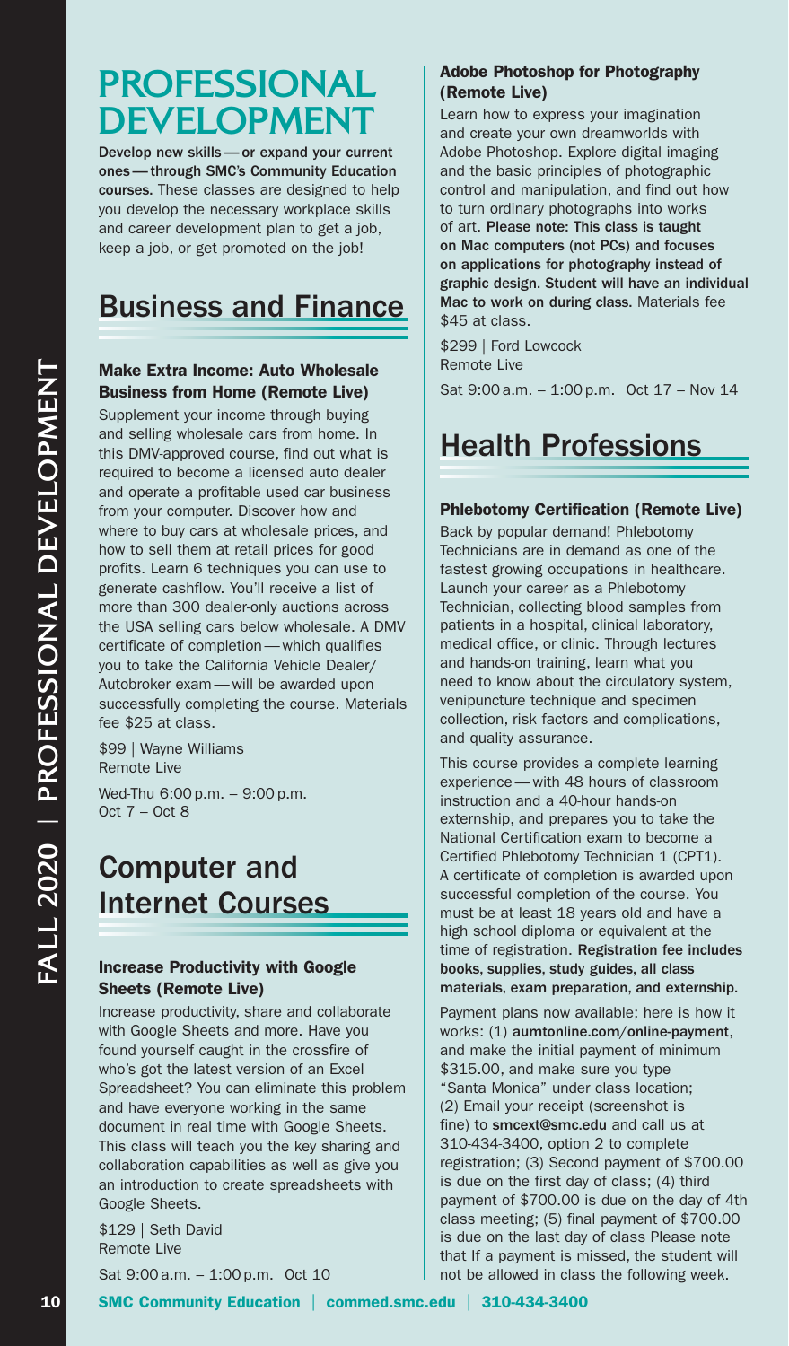# PROFESSIONAL DEVELOPMENT

**Develop new skills — or expand your current ones — through SMC's Community Education courses.** These classes are designed to help you develop the necessary workplace skills and career development plan to get a job, keep a job, or get promoted on the job!

## Business and Finance

### Make Extra Income: Auto Wholesale Business from Home (Remote Live)

Supplement your income through buying and selling wholesale cars from home. In this DMV-approved course, find out what is required to become a licensed auto dealer and operate a profitable used car business from your computer. Discover how and where to buy cars at wholesale prices, and how to sell them at retail prices for good profits. Learn 6 techniques you can use to generate cashflow. You'll receive a list of more than 300 dealer-only auctions across the USA selling cars below wholesale. A DMV certificate of completion — which qualifies you to take the California Vehicle Dealer/Autobroker exam — will be awarded upon successfully completing the course. Materials fee $25 at class.

$99 | Wayne Williams
Remote Live

Wed-Thu 6:00 p.m. – 9:00 p.m.
Oct 7 – Oct 8

## Computer and Internet Courses

### Increase Productivity with Google Sheets (Remote Live)

Increase productivity, share and collaborate with Google Sheets and more. Have you found yourself caught in the crossfire of who's got the latest version of an Excel Spreadsheet? You can eliminate this problem and have everyone working in the same document in real time with Google Sheets. This class will teach you the key sharing and collaboration capabilities as well as give you an introduction to create spreadsheets with Google Sheets.

$129 | Seth David
Remote Live

Sat 9:00 a.m. – 1:00 p.m. Oct 10

### Adobe Photoshop for Photography (Remote Live)

Learn how to express your imagination and create your own dreamworlds with Adobe Photoshop. Explore digital imaging and the basic principles of photographic control and manipulation, and find out how to turn ordinary photographs into works of art. **Please note: This class is taught on Mac computers (not PCs) and focuses on applications for photography instead of graphic design. Student will have an individual Mac to work on during class.** Materials fee $45 at class.

$299 | Ford Lowcock
Remote Live

Sat 9:00 a.m. – 1:00 p.m. Oct 17 – Nov 14

## Health Professions

### Phlebotomy Certification (Remote Live)

Back by popular demand! Phlebotomy Technicians are in demand as one of the fastest growing occupations in healthcare. Launch your career as a Phlebotomy Technician, collecting blood samples from patients in a hospital, clinical laboratory, medical office, or clinic. Through lectures and hands-on training, learn what you need to know about the circulatory system, venipuncture technique and specimen collection, risk factors and complications, and quality assurance.

This course provides a complete learning experience — with 48 hours of classroom instruction and a 40-hour hands-on externship, and prepares you to take the National Certification exam to become a Certified Phlebotomy Technician 1 (CPT1). A certificate of completion is awarded upon successful completion of the course. You must be at least 18 years old and have a high school diploma or equivalent at the time of registration. **Registration fee includes books, supplies, study guides, all class materials, exam preparation, and externship.**

Payment plans now available; here is how it works: (1) **aumtonline.com/online-payment**, and make the initial payment of minimum $315.00, and make sure you type "Santa Monica" under class location; (2) Email your receipt (screenshot is fine) to **smcext@smc.edu** and call us at 310-434-3400, option 2 to complete registration; (3) Second payment of $700.00 is due on the first day of class; (4) third payment of $700.00 is due on the day of 4th class meeting; (5) final payment of $700.00 is due on the last day of class Please note that If a payment is missed, the student will not be allowed in class the following week.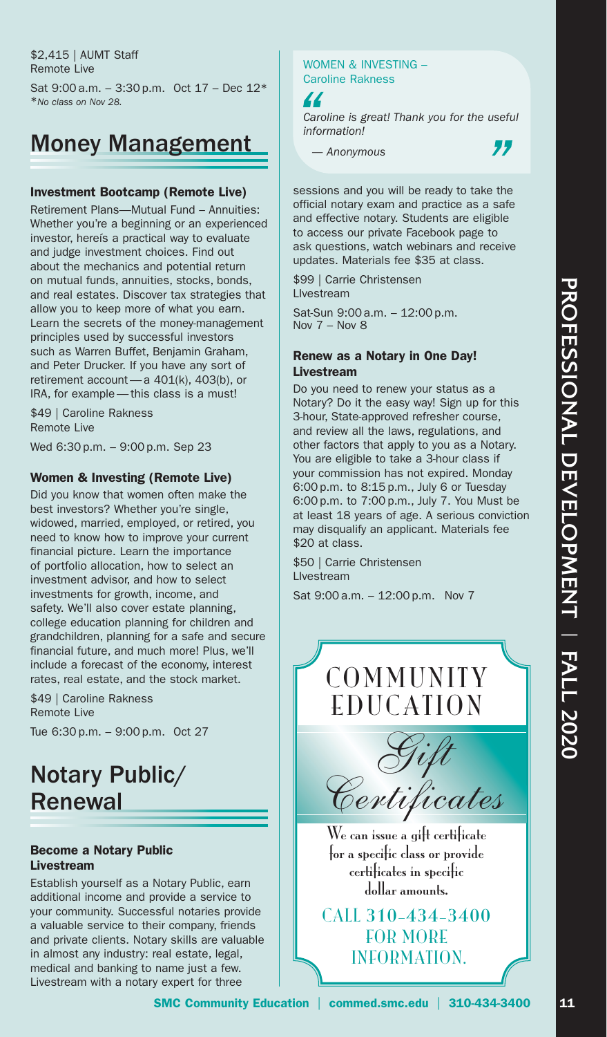$2,415 | AUMT Staff
Remote Live

Sat 9:00 a.m. – 3:30 p.m. Oct 17 – Dec 12*
*No class on Nov 28.*

# Money Management

### Investment Bootcamp (Remote Live)

Retirement Plans—Mutual Fund – Annuities: Whether you're a beginning or an experienced investor, hereís a practical way to evaluate and judge investment choices. Find out about the mechanics and potential return on mutual funds, annuities, stocks, bonds, and real estates. Discover tax strategies that allow you to keep more of what you earn. Learn the secrets of the money-management principles used by successful investors such as Warren Buffet, Benjamin Graham, and Peter Drucker. If you have any sort of retirement account — a 401(k), 403(b), or IRA, for example — this class is a must!

$49 | Caroline Rakness
Remote Live

Wed 6:30 p.m. – 9:00 p.m. Sep 23

### Women & Investing (Remote Live)

Did you know that women often make the best investors? Whether you're single, widowed, married, employed, or retired, you need to know how to improve your current financial picture. Learn the importance of portfolio allocation, how to select an investment advisor, and how to select investments for growth, income, and safety. We'll also cover estate planning, college education planning for children and grandchildren, planning for a safe and secure financial future, and much more! Plus, we'll include a forecast of the economy, interest rates, real estate, and the stock market.

$49 | Caroline Rakness
Remote Live

Tue 6:30 p.m. – 9:00 p.m. Oct 27

# Notary Public/ Renewal

### Become a Notary Public Livestream

Establish yourself as a Notary Public, earn additional income and provide a service to your community. Successful notaries provide a valuable service to their company, friends and private clients. Notary skills are valuable in almost any industry: real estate, legal, medical and banking to name just a few. Livestream with a notary expert for three sessions and you will be ready to take the official notary exam and practice as a safe and effective notary. Students are eligible to access our private Facebook page to ask questions, watch webinars and receive updates. Materials fee $35 at class.

WOMEN & INVESTING – Caroline Rakness

> *Caroline is great! Thank you for the useful information!*
>
> *— Anonymous*

$99 | Carrie Christensen
LIvestream

Sat-Sun 9:00 a.m. – 12:00 p.m.
Nov 7 – Nov 8

### Renew as a Notary in One Day! Livestream

Do you need to renew your status as a Notary? Do it the easy way! Sign up for this 3-hour, State-approved refresher course, and review all the laws, regulations, and other factors that apply to you as a Notary. You are eligible to take a 3-hour class if your commission has not expired. Monday 6:00 p.m. to 8:15 p.m., July 6 or Tuesday 6:00 p.m. to 7:00 p.m., July 7. You Must be at least 18 years of age. A serious conviction may disqualify an applicant. Materials fee $20 at class.

$50 | Carrie Christensen
LIvestream

Sat 9:00 a.m. – 12:00 p.m. Nov 7

COMMUNITY EDUCATION

*Gift Certificates*

We can issue a gift certificate for a specific class or provide certificates in specific dollar amounts.

CALL 310-434-3400 FOR MORE INFORMATION.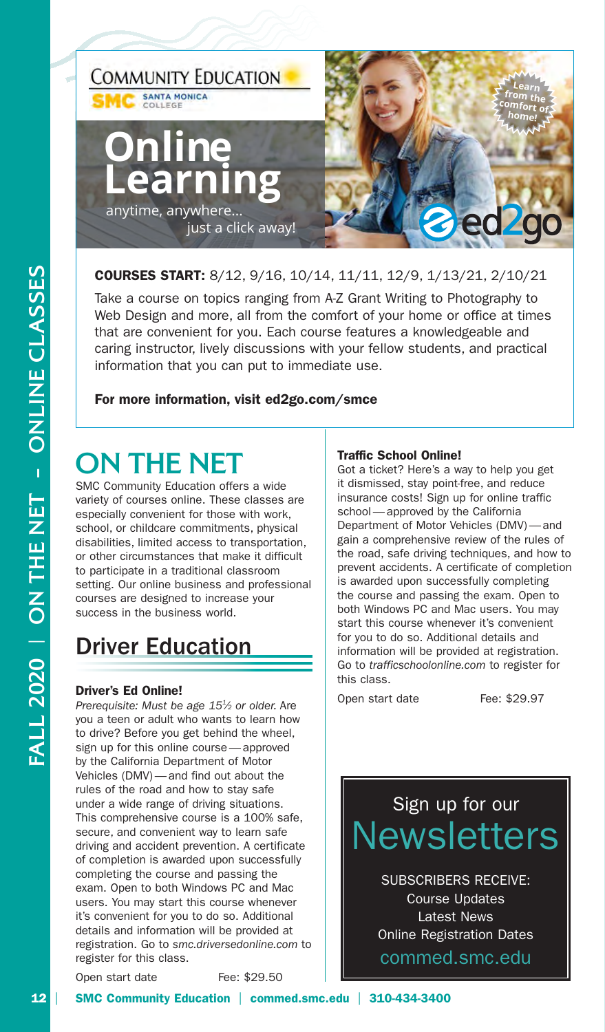COMMUNITY EDUCATION

SMC SANTA MONICA COLLEGE

# Online Learning

anytime, anywhere... just a click away!

Learn from the comfort of home!

ed2go

**COURSES START:** 8/12, 9/16, 10/14, 11/11, 12/9, 1/13/21, 2/10/21

Take a course on topics ranging from A-Z Grant Writing to Photography to Web Design and more, all from the comfort of your home or office at times that are convenient for you. Each course features a knowledgeable and caring instructor, lively discussions with your fellow students, and practical information that you can put to immediate use.

**For more information, visit ed2go.com/smce**

# ON THE NET

SMC Community Education offers a wide variety of courses online. These classes are especially convenient for those with work, school, or childcare commitments, physical disabilities, limited access to transportation, or other circumstances that make it difficult to participate in a traditional classroom setting. Our online business and professional courses are designed to increase your success in the business world.

## Driver Education

### Driver's Ed Online!

*Prerequisite: Must be age 15½ or older.* Are you a teen or adult who wants to learn how to drive? Before you get behind the wheel, sign up for this online course — approved by the California Department of Motor Vehicles (DMV) — and find out about the rules of the road and how to stay safe under a wide range of driving situations. This comprehensive course is a 100% safe, secure, and convenient way to learn safe driving and accident prevention. A certificate of completion is awarded upon successfully completing the course and passing the exam. Open to both Windows PC and Mac users. You may start this course whenever it's convenient for you to do so. Additional details and information will be provided at registration. Go to *smc.driversedonline.com* to register for this class.

Open start date Fee: $29.50

### Traffic School Online!

Got a ticket? Here's a way to help you get it dismissed, stay point-free, and reduce insurance costs! Sign up for online traffic school — approved by the California Department of Motor Vehicles (DMV) — and gain a comprehensive review of the rules of the road, safe driving techniques, and how to prevent accidents. A certificate of completion is awarded upon successfully completing the course and passing the exam. Open to both Windows PC and Mac users. You may start this course whenever it's convenient for you to do so. Additional details and information will be provided at registration. Go to *trafficschoolonline.com* to register for this class.

Open start date Fee: $29.97

Sign up for our

**Newsletters**

SUBSCRIBERS RECEIVE:

Course Updates

Latest News

Online Registration Dates

commed.smc.edu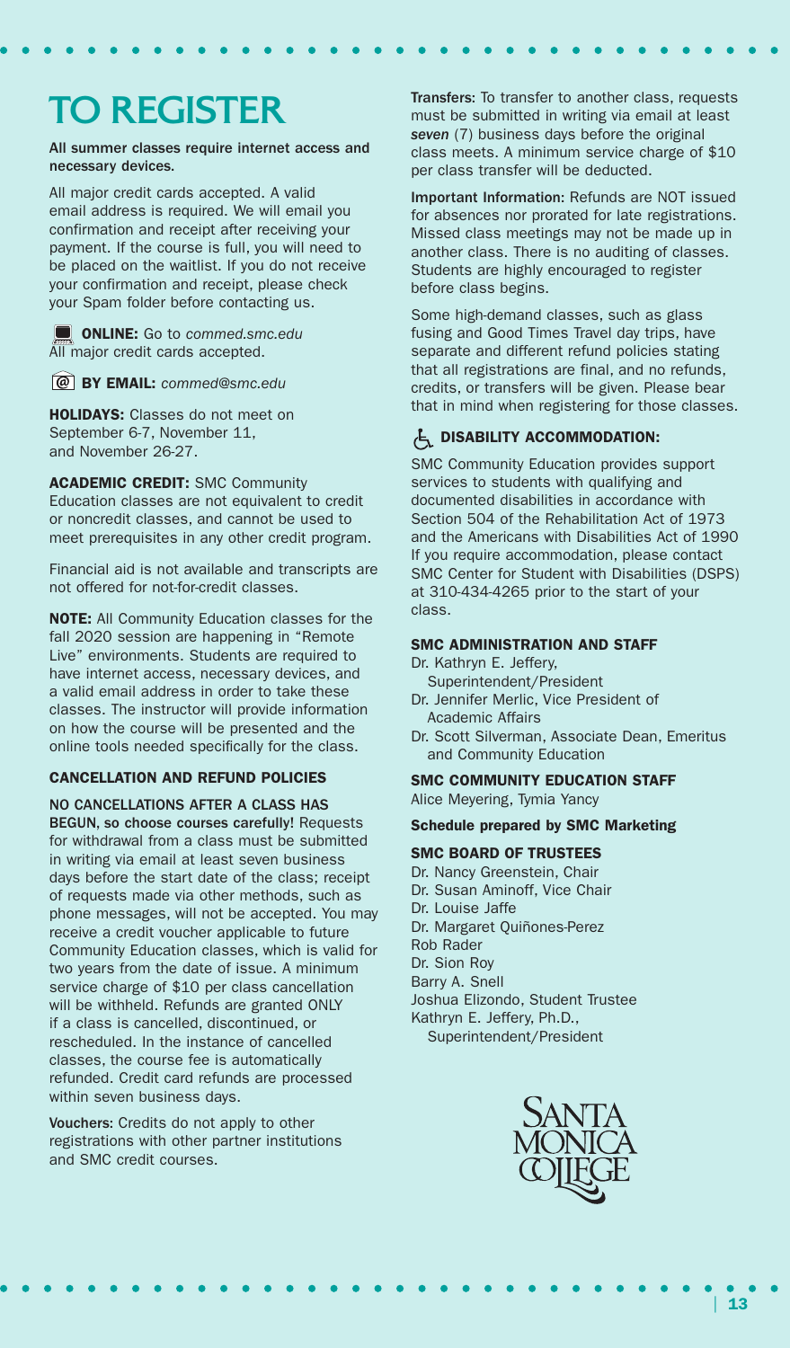# TO REGISTER

**All summer classes require internet access and necessary devices.**

All major credit cards accepted. A valid email address is required. We will email you confirmation and receipt after receiving your payment. If the course is full, you will need to be placed on the waitlist. If you do not receive your confirmation and receipt, please check your Spam folder before contacting us.

**ONLINE:** Go to *commed.smc.edu*
All major credit cards accepted.

**BY EMAIL:** *commed@smc.edu*

**HOLIDAYS:** Classes do not meet on September 6-7, November 11, and November 26-27.

**ACADEMIC CREDIT:** SMC Community Education classes are not equivalent to credit or noncredit classes, and cannot be used to meet prerequisites in any other credit program.

Financial aid is not available and transcripts are not offered for not-for-credit classes.

**NOTE:** All Community Education classes for the fall 2020 session are happening in "Remote Live" environments. Students are required to have internet access, necessary devices, and a valid email address in order to take these classes. The instructor will provide information on how the course will be presented and the online tools needed specifically for the class.

### CANCELLATION AND REFUND POLICIES

**NO CANCELLATIONS AFTER A CLASS HAS BEGUN, so choose courses carefully!** Requests for withdrawal from a class must be submitted in writing via email at least seven business days before the start date of the class; receipt of requests made via other methods, such as phone messages, will not be accepted. You may receive a credit voucher applicable to future Community Education classes, which is valid for two years from the date of issue. A minimum service charge of $10 per class cancellation will be withheld. Refunds are granted ONLY if a class is cancelled, discontinued, or rescheduled. In the instance of cancelled classes, the course fee is automatically refunded. Credit card refunds are processed within seven business days.

**Vouchers:** Credits do not apply to other registrations with other partner institutions and SMC credit courses.

**Transfers:** To transfer to another class, requests must be submitted in writing via email at least ***seven*** (7) business days before the original class meets. A minimum service charge of $10 per class transfer will be deducted.

**Important Information:** Refunds are NOT issued for absences nor prorated for late registrations. Missed class meetings may not be made up in another class. There is no auditing of classes. Students are highly encouraged to register before class begins.

Some high-demand classes, such as glass fusing and Good Times Travel day trips, have separate and different refund policies stating that all registrations are final, and no refunds, credits, or transfers will be given. Please bear that in mind when registering for those classes.

### DISABILITY ACCOMMODATION:

SMC Community Education provides support services to students with qualifying and documented disabilities in accordance with Section 504 of the Rehabilitation Act of 1973 and the Americans with Disabilities Act of 1990 If you require accommodation, please contact SMC Center for Student with Disabilities (DSPS) at 310-434-4265 prior to the start of your class.

### SMC ADMINISTRATION AND STAFF

Dr. Kathryn E. Jeffery, Superintendent/President
Dr. Jennifer Merlic, Vice President of Academic Affairs
Dr. Scott Silverman, Associate Dean, Emeritus and Community Education

### SMC COMMUNITY EDUCATION STAFF

Alice Meyering, Tymia Yancy

**Schedule prepared by SMC Marketing**

### SMC BOARD OF TRUSTEES

Dr. Nancy Greenstein, Chair
Dr. Susan Aminoff, Vice Chair
Dr. Louise Jaffe
Dr. Margaret Quiñones-Perez
Rob Rader
Dr. Sion Roy
Barry A. Snell
Joshua Elizondo, Student Trustee
Kathryn E. Jeffery, Ph.D., Superintendent/President

SANTA MONICA COLLEGE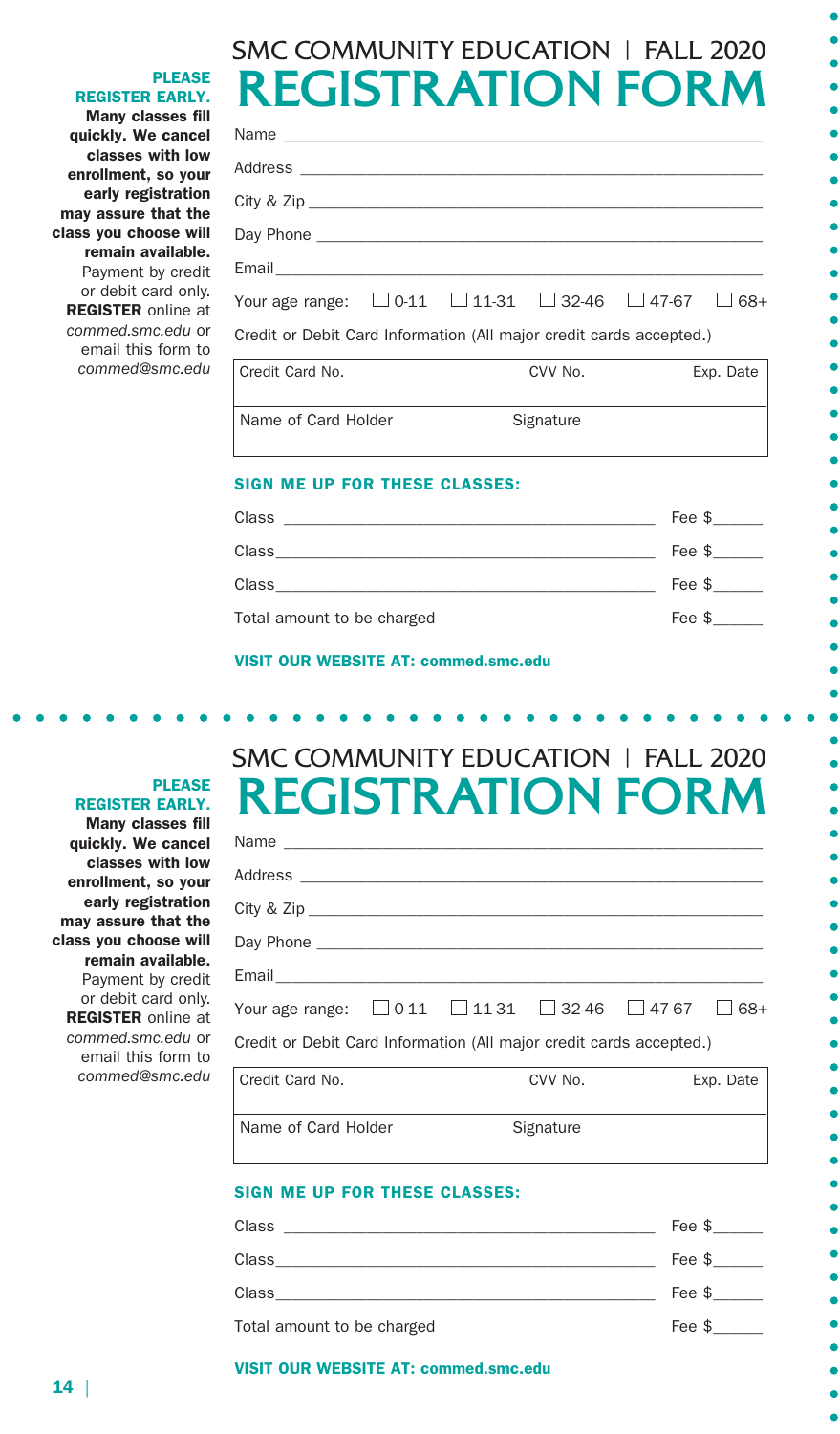**PLEASE REGISTER EARLY.** **Many classes fill quickly. We cancel classes with low enrollment, so your early registration may assure that the class you choose will remain available.** Payment by credit or debit card only. **REGISTER** online at *commed.smc.edu* or email this form to *commed@smc.edu*

## SMC COMMUNITY EDUCATION | FALL 2020

# REGISTRATION FORM

Name ______________________________________________

Address ____________________________________________

City & Zip __________________________________________

Day Phone __________________________________________

Email ______________________________________________

Your age range: ☐ 0-11 ☐ 11-31 ☐ 32-46 ☐ 47-67 ☐ 68+

Credit or Debit Card Information (All major credit cards accepted.)

| | | |
|---|---|---|
| Credit Card No. | CVV No. | Exp. Date |
| Name of Card Holder | Signature | |

**SIGN ME UP FOR THESE CLASSES:**

Class ______________________________________ Fee $______

Class ______________________________________ Fee $______

Class ______________________________________ Fee $______

Total amount to be charged Fee $______

**VISIT OUR WEBSITE AT: commed.smc.edu**

---

**PLEASE REGISTER EARLY.** **Many classes fill quickly. We cancel classes with low enrollment, so your early registration may assure that the class you choose will remain available.** Payment by credit or debit card only. **REGISTER** online at *commed.smc.edu* or email this form to *commed@smc.edu*

## SMC COMMUNITY EDUCATION | FALL 2020

# REGISTRATION FORM

Name ______________________________________________

Address ____________________________________________

City & Zip __________________________________________

Day Phone __________________________________________

Email ______________________________________________

Your age range: ☐ 0-11 ☐ 11-31 ☐ 32-46 ☐ 47-67 ☐ 68+

Credit or Debit Card Information (All major credit cards accepted.)

| | | |
|---|---|---|
| Credit Card No. | CVV No. | Exp. Date |
| Name of Card Holder | Signature | |

**SIGN ME UP FOR THESE CLASSES:**

Class ______________________________________ Fee $______

Class ______________________________________ Fee $______

Class ______________________________________ Fee $______

Total amount to be charged Fee $______

**VISIT OUR WEBSITE AT: commed.smc.edu**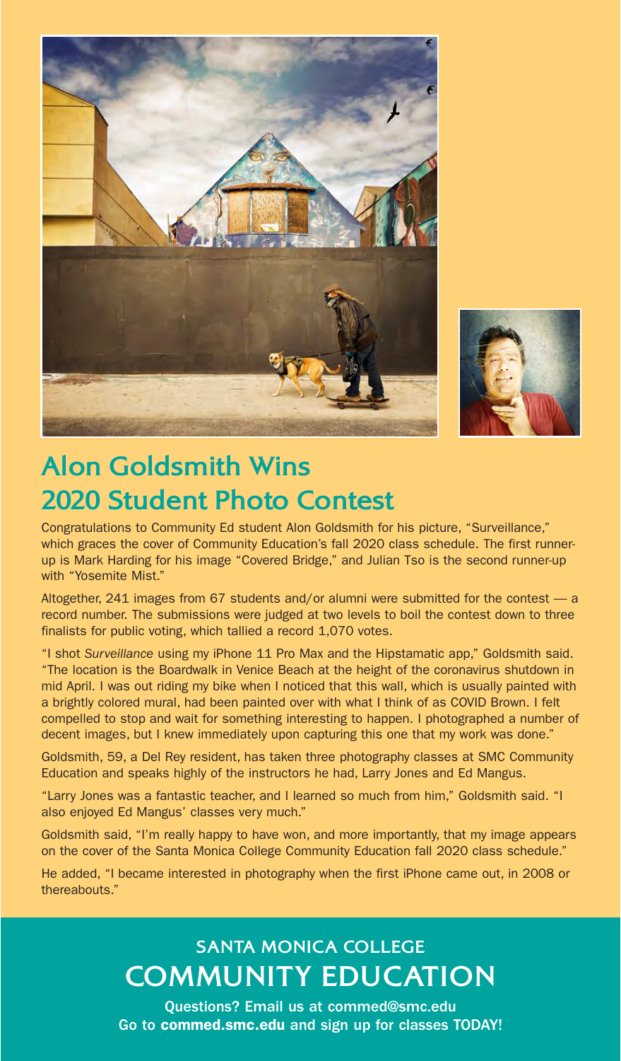# Alon Goldsmith Wins 2020 Student Photo Contest

Congratulations to Community Ed student Alon Goldsmith for his picture, "Surveillance," which graces the cover of Community Education's fall 2020 class schedule. The first runner-up is Mark Harding for his image "Covered Bridge," and Julian Tso is the second runner-up with "Yosemite Mist."

Altogether, 241 images from 67 students and/or alumni were submitted for the contest — a record number. The submissions were judged at two levels to boil the contest down to three finalists for public voting, which tallied a record 1,070 votes.

"I shot *Surveillance* using my iPhone 11 Pro Max and the Hipstamatic app," Goldsmith said. "The location is the Boardwalk in Venice Beach at the height of the coronavirus shutdown in mid April. I was out riding my bike when I noticed that this wall, which is usually painted with a brightly colored mural, had been painted over with what I think of as COVID Brown. I felt compelled to stop and wait for something interesting to happen. I photographed a number of decent images, but I knew immediately upon capturing this one that my work was done."

Goldsmith, 59, a Del Rey resident, has taken three photography classes at SMC Community Education and speaks highly of the instructors he had, Larry Jones and Ed Mangus.

"Larry Jones was a fantastic teacher, and I learned so much from him," Goldsmith said. "I also enjoyed Ed Mangus' classes very much."

Goldsmith said, "I'm really happy to have won, and more importantly, that my image appears on the cover of the Santa Monica College Community Education fall 2020 class schedule."

He added, "I became interested in photography when the first iPhone came out, in 2008 or thereabouts."

## SANTA MONICA COLLEGE COMMUNITY EDUCATION

**Questions? Email us at commed@smc.edu**
**Go to commed.smc.edu and sign up for classes TODAY!**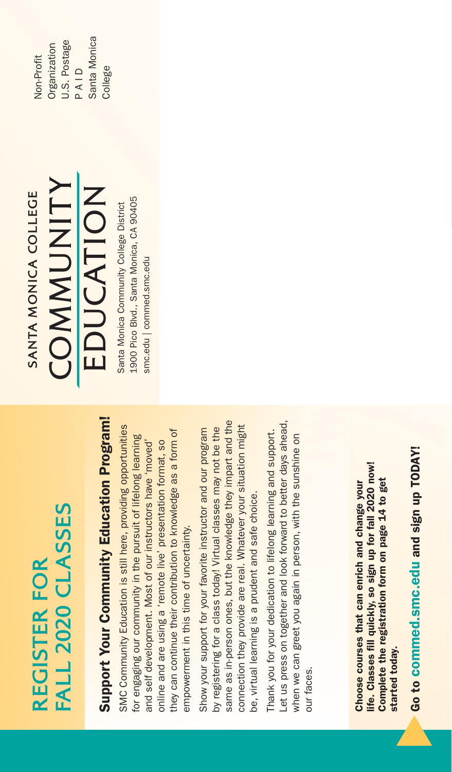# REGISTER FOR FALL 2020 CLASSES

## Support Your Community Education Program!

SMC Community Education is still here, providing opportunities for engaging our community in the pursuit of lifelong learning and self development. Most of our instructors have 'moved' online and are using a 'remote live' presentation format, so they can continue their contribution to knowledge as a form of empowerment in this time of uncertainty.

Show your support for your favorite instructor and our program by registering for a class today! Virtual classes may not be the same as in-person ones, but the knowledge they impart and the connection they provide are real. Whatever your situation might be, virtual learning is a prudent and safe choice.

Thank you for your dedication to lifelong learning and support. Let us press on together and look forward to better days ahead, when we can greet you again in person, with the sunshine on our faces.

**Choose courses that can enrich and change your life. Classes fill quickly, so sign up for fall 2020 now! Complete the registration form on page 14 to get started today.**

**Go to commed.smc.edu and sign up TODAY!**

SANTA MONICA COLLEGE

COMMUNITY EDUCATION

Santa Monica Community College District
1900 Pico Blvd., Santa Monica, CA 90405
smc.edu | commed.smc.edu

Non-Profit
Organization
U.S. Postage
P A I D
Santa Monica
College